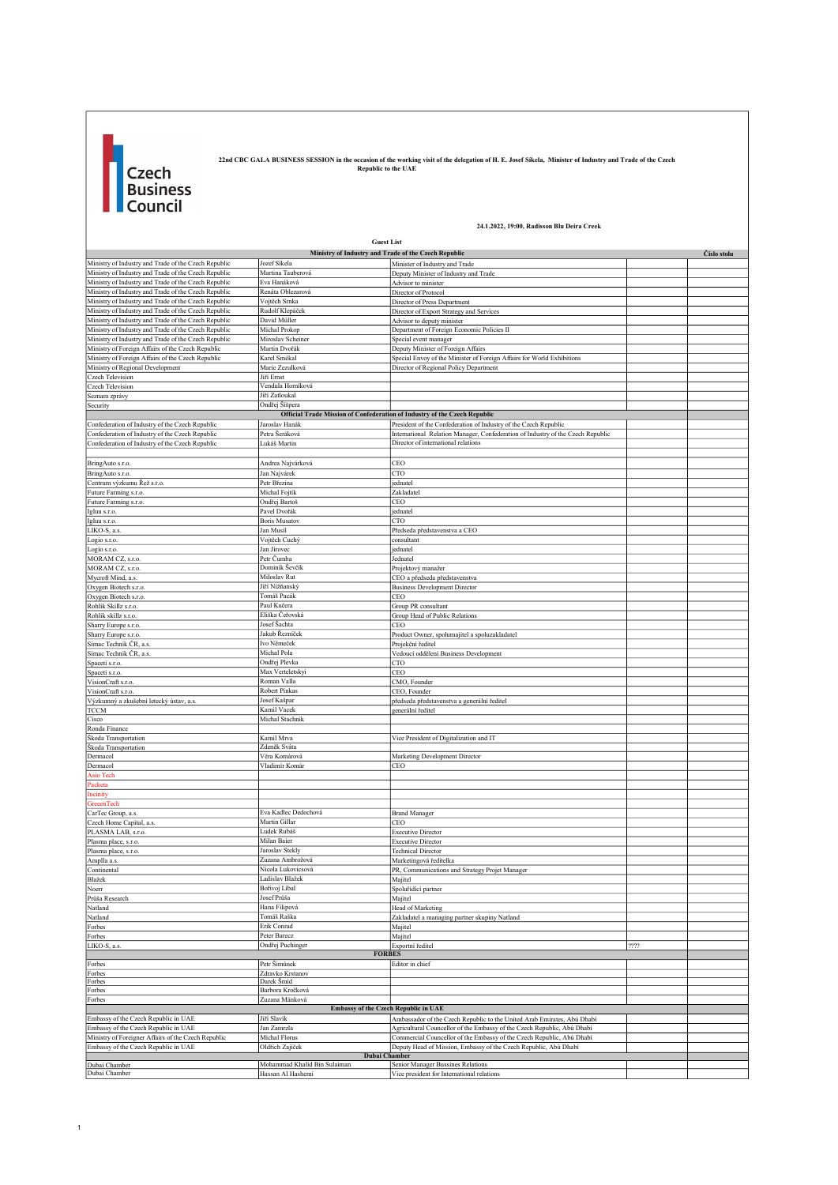Czech Business Council

**22nd CBC GALA BUSINESS SESSION in the occasion of the working visit of the delegation of H. E. Josef Síkela, Minister of Industry and Trade of the Czech Republic to the UAE**

**24.1.2022, 19:00, Radisson Blu Deira Creek**

**Guest List**

| Ministry of Industry and Trade of the Czech Republic | | | | Číslo stolu |
|---|---|---|---|---|
| Ministry of Industry and Trade of the Czech Republic | Jozef Síkela | Minister of Industry and Trade | | |
| Ministry of Industry and Trade of the Czech Republic | Martina Tauberová | Deputy Minister of Industry and Trade | | |
| Ministry of Industry and Trade of the Czech Republic | Eva Hanáková | Advisor to minister | | |
| Ministry of Industry and Trade of the Czech Republic | Renáta Oblezarová | Director of Protocol | | |
| Ministry of Industry and Trade of the Czech Republic | Vojtěch Srnka | Director of Press Department | | |
| Ministry of Industry and Trade of the Czech Republic | Rudolf Klepáček | Director of Export Strategy and Services | | |
| Ministry of Industry and Trade of the Czech Republic | David Müller | Advisor to deputy minister | | |
| Ministry of Industry and Trade of the Czech Republic | Michal Prokop | Department of Foreign Economic Policies II | | |
| Ministry of Industry and Trade of the Czech Republic | Miroslav Scheiner | Special event manager | | |
| Ministry of Foreign Affairs of the Czech Republic | Martin Dvořák | Deputy Minister of Foreign Affairs | | |
| Ministry of Foreign Affairs of the Czech Republic | Karel Smékal | Special Envoy of the Minister of Foreign Affairs for World Exhibitions | | |
| Ministry of Regional Development | Marie Zezulková | Director of Regional Policy Department | | |
| Czech Television | Jiří Ernst | | | |
| Czech Television | Vendula Horníková | | | |
| Seznam zprávy | Jiří Zatloukal | | | |
| Security | Ondřej Šišpera | | | |
| **Official Trade Mission of Confederation of Industry of the Czech Republic** | | | | |
| Confederation of Industry of the Czech Republic | Jaroslav Hanák | President of the Confederation of Industry of the Czech Republic | | |
| Confederation of Industry of the Czech Republic | Petra Šeráková | International Relation Manager, Confederation of Industry of the Czech Republic | | |
| Confederation of Industry of the Czech Republic | Lukáš Martin | Director of international relations | | |
| | | | | |
| BringAuto s.r.o. | Andrea Najvárková | CEO | | |
| BringAuto s.r.o. | Jan Najvárek | CTO | | |
| Centrum výzkumu Řež s.r.o. | Petr Březina | jednatel | | |
| Future Farming s.r.o. | Michal Fojtík | Zakladatel | | |
| Future Farming s.r.o. | Ondřej Bartoš | CEO | | |
| Igluu s.r.o. | Pavel Dvořák | jednatel | | |
| Igluu s.r.o. | Boris Musatov | CTO | | |
| LIKO-S, a.s. | Jan Musil | Předseda představenstva a CEO | | |
| Logio s.r.o. | Vojtěch Cuchý | consultant | | |
| Logio s.r.o. | Jan Jírovec | jednatel | | |
| MORAM CZ, s.r.o. | Petr Čumba | Jednatel | | |
| MORAM CZ, s.r.o. | Dominik Ševčík | Projektový manažer | | |
| Mycroft Mind, a.s. | Miloslav Rut | CEO a předseda představenstva | | |
| Oxygen Biotech s.r.o. | Jiří Nižňanský | Business Development Director | | |
| Oxygen Biotech s.r.o. | Tomáš Pacák | CEO | | |
| Rohlik Skillz s.r.o. | Paul Kučera | Group PR consultant | | |
| Rohlik skillz s.r.o. | Eliška Čeřovská | Group Head of Public Relations | | |
| Sharry Europe s.r.o. | Josef Šachta | CEO | | |
| Sharry Europe s.r.o. | Jakub Řezníček | Product Owner, spolumajitel a spoluzakladatel | | |
| Simac Technik ČR, a.s. | Ivo Němeček | Projekční ředitel | | |
| Simac Technik ČR, a.s. | Michal Pola | Vedoucí oddělení Business Development | | |
| Spaceti s.r.o. | Ondřej Plevka | CTO | | |
| Spaceti s.r.o. | Max Verteletskyi | CEO | | |
| VisionCraft s.r.o. | Roman Valla | CMO, Founder | | |
| VisionCraft s.r.o. | Robert Pinkas | CEO, Founder | | |
| Výzkumný a zkušební letecký ústav, a.s. | Josef Kašpar | předseda představenstva a generální ředitel | | |
| TCCM | Kamil Vacek | generální ředitel | | |
| Cisco | Michal Stachník | | | |
| Ronda Finance | | | | |
| Škoda Transportation | Kamil Mrva | Vice President of Digitalization and IT | | |
| Škoda Transportation | Zdeněk Sváta | | | |
| Dermacol | Věra Komárová | Marketing Development Director | | |
| Dermacol | Vladimír Komár | CEO | | |
| Asio Tech | | | | |
| Packeta | | | | |
| Incinity | | | | |
| GreeenTech | | | | |
| CarTec Group, a.s. | Eva Kadlec Dedochová | Brand Manager | | |
| Czech Home Capital, a.s. | Martin Gillar | CEO | | |
| PLASMA LAB, s.r.o. | Ludek Rubáš | Executive Director | | |
| Plasma place, s.r.o. | Milan Baier | Executive Director | | |
| Plasma place, s.r.o. | Jaroslav Štekly | Technical Director | | |
| Ampila a.s. | Zuzana Ambrožová | Marketingová ředitelka | | |
| Continental | Nicola Lukovicsová | PR, Communications and Strategy Projet Manager | | |
| Blažek | Ladislav Blažek | Majitel | | |
| Noerr | Bořivoj Libal | Spoluřídící partner | | |
| Průša Research | Josef Průša | Majitel | | |
| Natland | Hana Filipová | Head of Marketing | | |
| Natland | Tomáš Raška | Zakladatel a managing partner skupiny Natland | | |
| Forbes | Erik Conrad | Majitel | | |
| Forbes | Peter Barecz | Majitel | | |
| LIKO-S, a.s. | Ondřej Puchinger | Exportní ředitel | ???? | |
| **FORBES** | | | | |
| Forbes | Petr Šimůnek | Editor in chief | | |
| Forbes | Zdravko Krstanov | | | |
| Forbes | Darek Šmíd | | | |
| Forbes | Barbora Kročková | | | |
| Forbes | Zuzana Mánková | | | |
| **Embassy of the Czech Republic in UAE** | | | | |
| Embassy of the Czech Republic in UAE | Jiří Slavík | Ambassador of the Czech Republic to the United Arab Emirates, Abú Dhabí | | |
| Embassy of the Czech Republic in UAE | Jan Zamrzla | Agricultural Councellor of the Embassy of the Czech Republic, Abú Dhabí | | |
| Ministry of Foreigner Affairs of the Czech Republic | Michal Florus | Commercial Councellor of the Embassy of the Czech Republic, Abú Dhabí | | |
| Embassy of the Czech Republic in UAE | Oldřich Zajíček | Deputy Head of Mission, Embassy of the Czech Republic, Abú Dhabí | | |
| **Dubai Chamber** | | | | |
| Dubai Chamber | Mohammad Khalid Bin Sulaiman | Senior Manager Bussines Relations | | |
| Dubai Chamber | Hassan Al Hashemi | Vice president for International relations | | |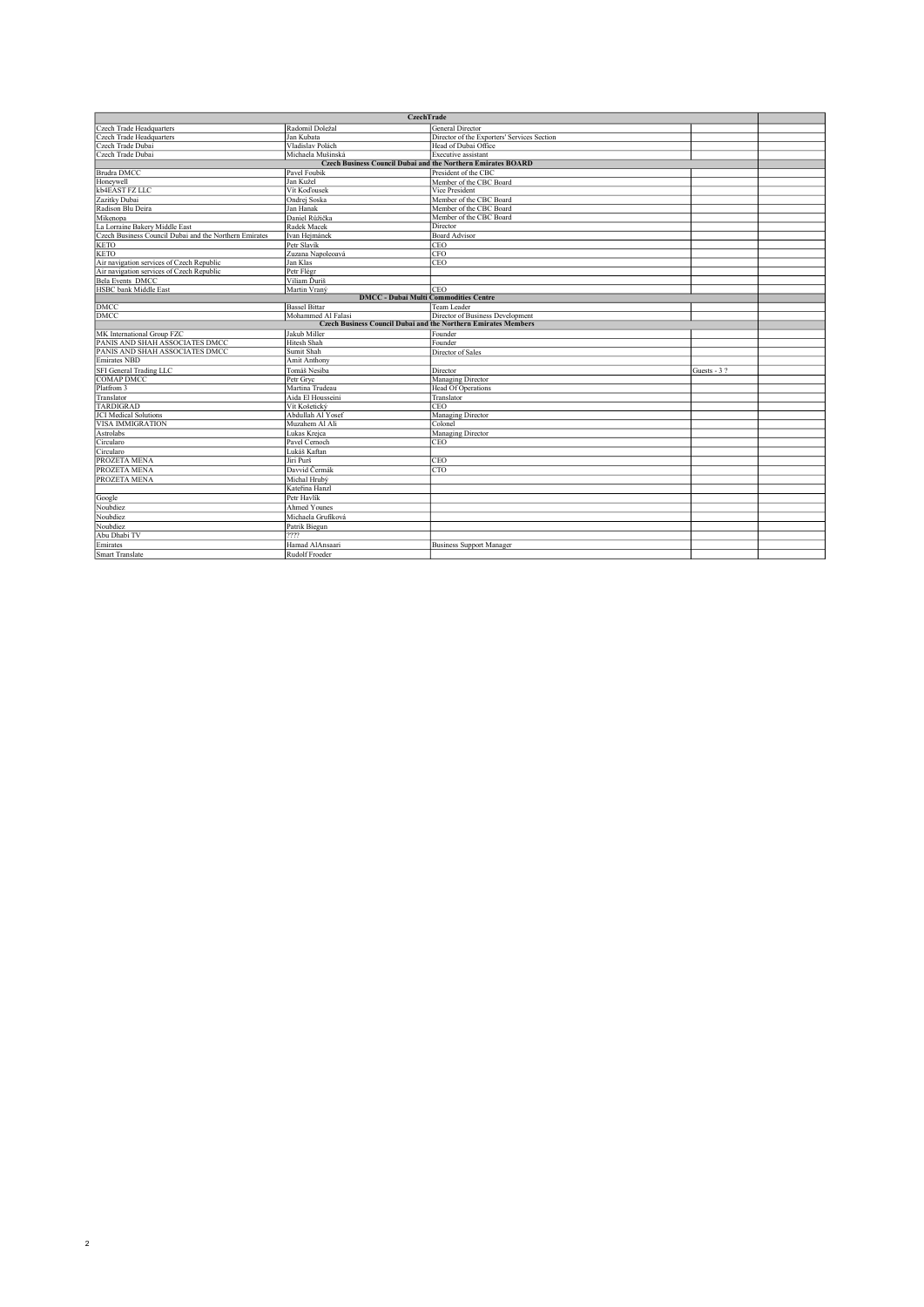| CzechTrade | | | | |
|---|---|---|---|---|
| Czech Trade Headquarters | Radomil Doležal | General Director | | |
| Czech Trade Headquarters | Jan Kubata | Director of the Exporters' Services Section | | |
| Czech Trade Dubai | Vladislav Polách | Head of Dubai Office | | |
| Czech Trade Dubai | Michaela Mušinská | Executive assistant | | |
| **Czech Business Council Dubai and the Northern Emirates BOARD** | | | | |
| Brudra DMCC | Pavel Foubík | President of the CBC | | |
| Honeywell | Jan Kužel | Member of the CBC Board | | |
| kb4EAST FZ LLC | Vít Koďousek | Vice President | | |
| Zazitky Dubai | Ondrej Soska | Member of the CBC Board | | |
| Radison Blu Deira | Jan Hanak | Member of the CBC Board | | |
| Mikenopa | Daniel Růžička | Member of the CBC Board | | |
| La Lorraine Bakery Middle East | Radek Macek | Director | | |
| Czech Business Council Dubai and the Northern Emirates | Ivan Hejmánek | Board Advisor | | |
| KETO | Petr Slavík | CEO | | |
| KETO | Zuzana Napoleoavá | CFO | | |
| Air navigation services of Czech Republic | Jan Klas | CEO | | |
| Air navigation services of Czech Republic | Petr Flégr | | | |
| Bela Events DMCC | Viliam Ďuriš | | | |
| HSBC bank Middle East | Martin Vraný | CEO | | |
| **DMCC - Dubai Multi Commodities Centre** | | | | |
| DMCC | Bassel Bittar | Team Leader | | |
| DMCC | Mohammed Al Falasi | Director of Business Development | | |
| **Czech Business Council Dubai and the Northern Emirates Members** | | | | |
| MK International Group FZC | Jakub Miller | Founder | | |
| PANIS AND SHAH ASSOCIATES DMCC | Hitesh Shah | Founder | | |
| PANIS AND SHAH ASSOCIATES DMCC | Sumit Shah | Director of Sales | | |
| Emirates NBD | Amit Anthony | | | |
| SFI General Trading LLC | Tomáš Nesiba | Director | Guests - 3 ? | |
| COMAP DMCC | Petr Gryc | Managing Director | | |
| Platfrom 3 | Martina Trudeau | Head Of Operations | | |
| Translator | Aida El Housseini | Translator | | |
| TARDIGRAD | Vít Košetický | CEO | | |
| JCI Medical Solutions | Abdullah Al Yosef | Managing Director | | |
| VISA IMMIGRATION | Muzahem Al Ali | Colonel | | |
| Astrolabs | Lukas Krejca | Managing Director | | |
| Circularo | Pavel Cernoch | CEO | | |
| Circularo | Lukáš Kaftan | | | |
| PROZETA MENA | Jiri Purš | CEO | | |
| PROZETA MENA | Davvid Čermák | CTO | | |
| PROZETA MENA | Michal Hrubý | | | |
| | Kateřina Hanzl | | | |
| Google | Petr Havlík | | | |
| Noubdiez | Ahmed Younes | | | |
| Noubdiez | Michaela Grufíková | | | |
| Noubdiez | Patrik Biegun | | | |
| Abu Dhabi TV | ???? | | | |
| Emirates | Hamad AlAnsaari | Business Support Manager | | |
| Smart Translate | Rudolf Froeder | | | |